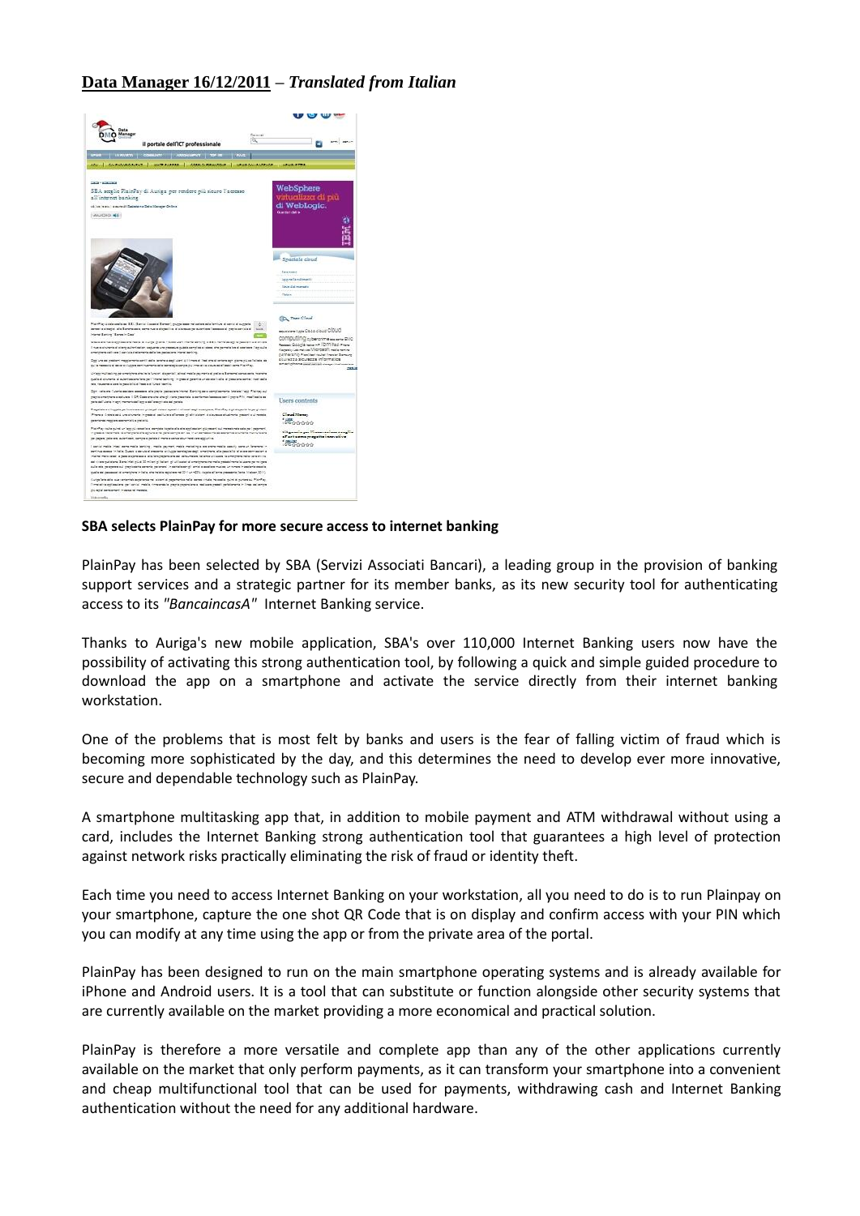**<u>Data Manager 16/12/2011</u>** – ***Translated from Italian***

**SBA selects PlainPay for more secure access to internet banking**

PlainPay has been selected by SBA (Servizi Associati Bancari), a leading group in the provision of banking support services and a strategic partner for its member banks, as its new security tool for authenticating access to its *"BancaincasA"* Internet Banking service.

Thanks to Auriga's new mobile application, SBA's over 110,000 Internet Banking users now have the possibility of activating this strong authentication tool, by following a quick and simple guided procedure to download the app on a smartphone and activate the service directly from their internet banking workstation.

One of the problems that is most felt by banks and users is the fear of falling victim of fraud which is becoming more sophisticated by the day, and this determines the need to develop ever more innovative, secure and dependable technology such as PlainPay.

A smartphone multitasking app that, in addition to mobile payment and ATM withdrawal without using a card, includes the Internet Banking strong authentication tool that guarantees a high level of protection against network risks practically eliminating the risk of fraud or identity theft.

Each time you need to access Internet Banking on your workstation, all you need to do is to run Plainpay on your smartphone, capture the one shot QR Code that is on display and confirm access with your PIN which you can modify at any time using the app or from the private area of the portal.

PlainPay has been designed to run on the main smartphone operating systems and is already available for iPhone and Android users. It is a tool that can substitute or function alongside other security systems that are currently available on the market providing a more economical and practical solution.

PlainPay is therefore a more versatile and complete app than any of the other applications currently available on the market that only perform payments, as it can transform your smartphone into a convenient and cheap multifunctional tool that can be used for payments, withdrawing cash and Internet Banking authentication without the need for any additional hardware.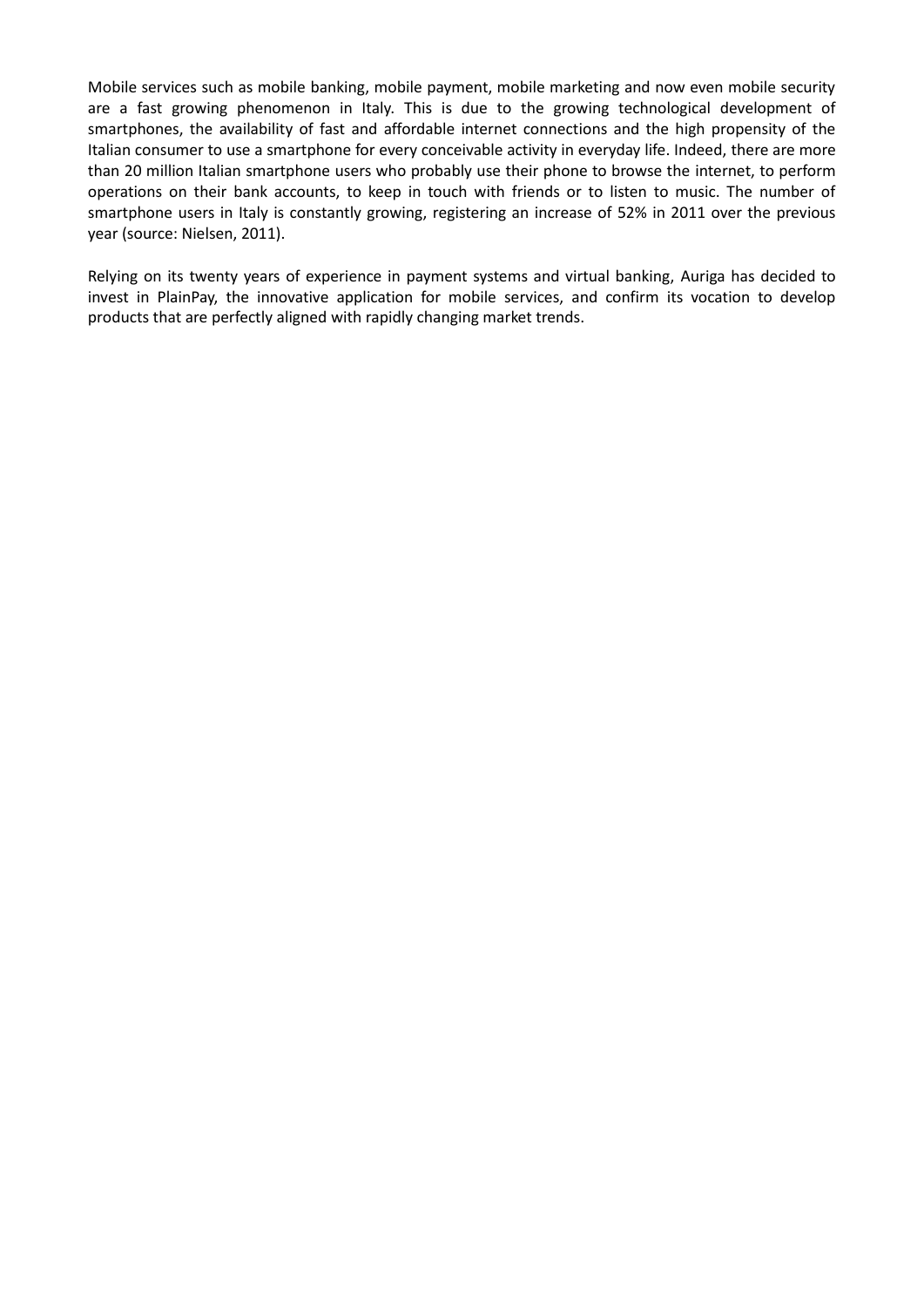Mobile services such as mobile banking, mobile payment, mobile marketing and now even mobile security are a fast growing phenomenon in Italy. This is due to the growing technological development of smartphones, the availability of fast and affordable internet connections and the high propensity of the Italian consumer to use a smartphone for every conceivable activity in everyday life. Indeed, there are more than 20 million Italian smartphone users who probably use their phone to browse the internet, to perform operations on their bank accounts, to keep in touch with friends or to listen to music. The number of smartphone users in Italy is constantly growing, registering an increase of 52% in 2011 over the previous year (source: Nielsen, 2011).

Relying on its twenty years of experience in payment systems and virtual banking, Auriga has decided to invest in PlainPay, the innovative application for mobile services, and confirm its vocation to develop products that are perfectly aligned with rapidly changing market trends.